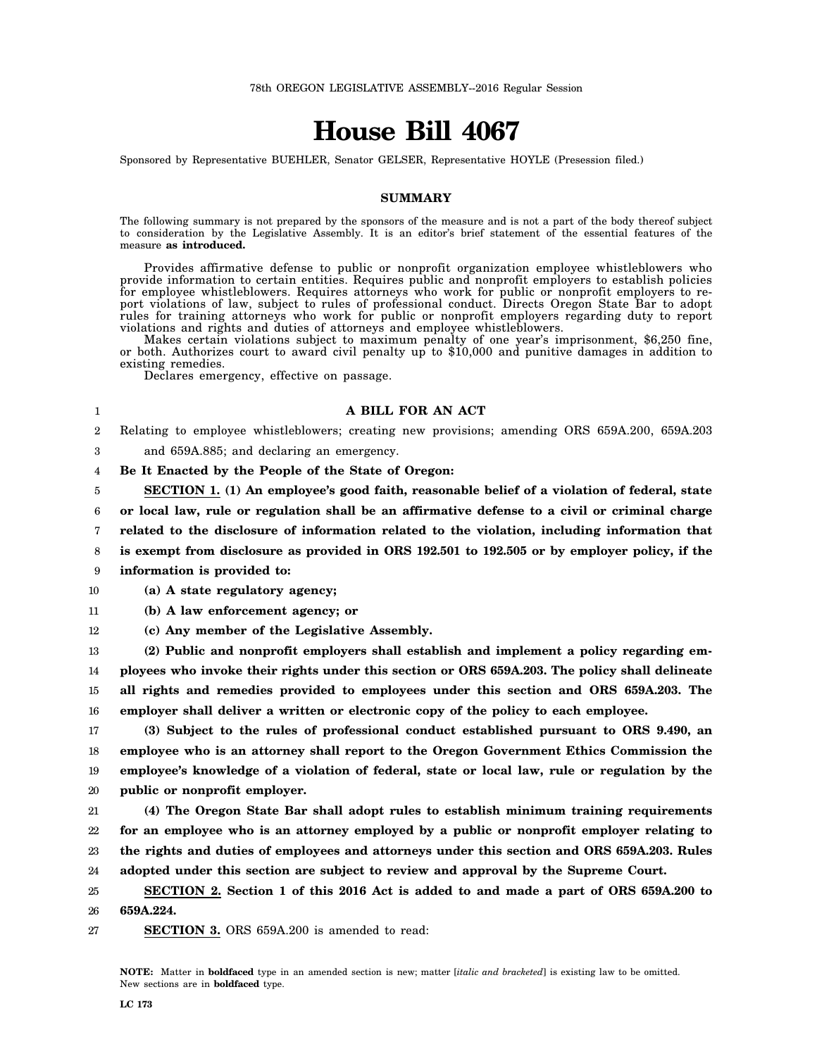78th OREGON LEGISLATIVE ASSEMBLY--2016 Regular Session

# House Bill 4067

Sponsored by Representative BUEHLER, Senator GELSER, Representative HOYLE (Presession filed.)

## SUMMARY

The following summary is not prepared by the sponsors of the measure and is not a part of the body thereof subject to consideration by the Legislative Assembly. It is an editor's brief statement of the essential features of the measure **as introduced.**

Provides affirmative defense to public or nonprofit organization employee whistleblowers who provide information to certain entities. Requires public and nonprofit employers to establish policies for employee whistleblowers. Requires attorneys who work for public or nonprofit employers to report violations of law, subject to rules of professional conduct. Directs Oregon State Bar to adopt rules for training attorneys who work for public or nonprofit employers regarding duty to report violations and rights and duties of attorneys and employee whistleblowers.

Makes certain violations subject to maximum penalty of one year's imprisonment, $6,250 fine, or both. Authorizes court to award civil penalty up to $10,000 and punitive damages in addition to existing remedies.

Declares emergency, effective on passage.

**A BILL FOR AN ACT**

Relating to employee whistleblowers; creating new provisions; amending ORS 659A.200, 659A.203 and 659A.885; and declaring an emergency.

**Be It Enacted by the People of the State of Oregon:**

**SECTION 1. (1) An employee's good faith, reasonable belief of a violation of federal, state or local law, rule or regulation shall be an affirmative defense to a civil or criminal charge related to the disclosure of information related to the violation, including information that is exempt from disclosure as provided in ORS 192.501 to 192.505 or by employer policy, if the information is provided to:**

**(a) A state regulatory agency;**

**(b) A law enforcement agency; or**

**(c) Any member of the Legislative Assembly.**

**(2) Public and nonprofit employers shall establish and implement a policy regarding employees who invoke their rights under this section or ORS 659A.203. The policy shall delineate all rights and remedies provided to employees under this section and ORS 659A.203. The employer shall deliver a written or electronic copy of the policy to each employee.**

**(3) Subject to the rules of professional conduct established pursuant to ORS 9.490, an employee who is an attorney shall report to the Oregon Government Ethics Commission the employee's knowledge of a violation of federal, state or local law, rule or regulation by the public or nonprofit employer.**

**(4) The Oregon State Bar shall adopt rules to establish minimum training requirements for an employee who is an attorney employed by a public or nonprofit employer relating to the rights and duties of employees and attorneys under this section and ORS 659A.203. Rules adopted under this section are subject to review and approval by the Supreme Court.**

**SECTION 2. Section 1 of this 2016 Act is added to and made a part of ORS 659A.200 to 659A.224.**

**SECTION 3.** ORS 659A.200 is amended to read:

**NOTE:** Matter in **boldfaced** type in an amended section is new; matter [*italic and bracketed*] is existing law to be omitted. New sections are in **boldfaced** type.

LC 173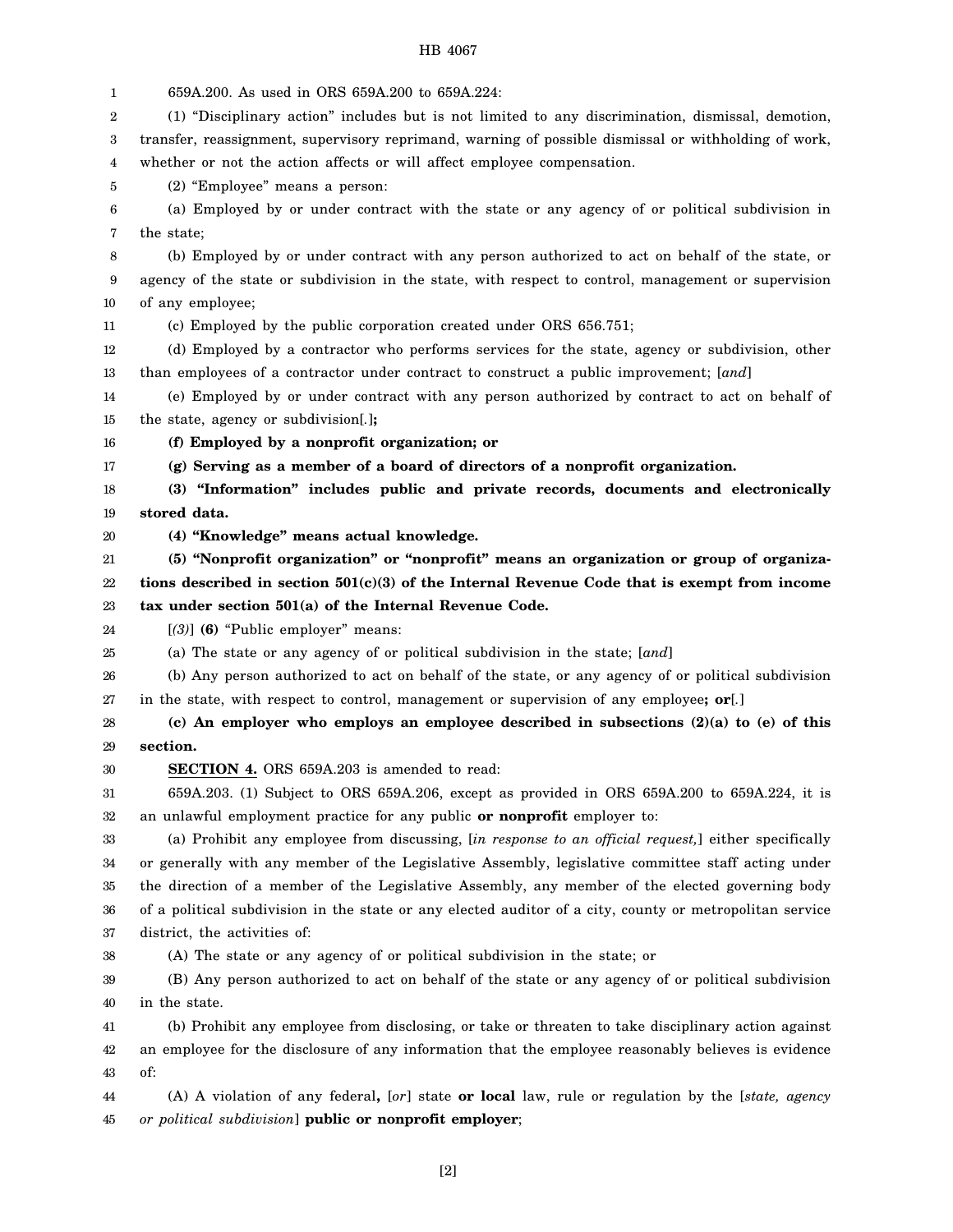659A.200. As used in ORS 659A.200 to 659A.224:

(1) "Disciplinary action" includes but is not limited to any discrimination, dismissal, demotion, transfer, reassignment, supervisory reprimand, warning of possible dismissal or withholding of work, whether or not the action affects or will affect employee compensation.

(2) "Employee" means a person:

(a) Employed by or under contract with the state or any agency of or political subdivision in the state;

(b) Employed by or under contract with any person authorized to act on behalf of the state, or agency of the state or subdivision in the state, with respect to control, management or supervision of any employee;

(c) Employed by the public corporation created under ORS 656.751;

(d) Employed by a contractor who performs services for the state, agency or subdivision, other than employees of a contractor under contract to construct a public improvement; [*and*]

(e) Employed by or under contract with any person authorized by contract to act on behalf of the state, agency or subdivision[*.*]**;**

**(f) Employed by a nonprofit organization; or**

**(g) Serving as a member of a board of directors of a nonprofit organization.**

**(3) "Information" includes public and private records, documents and electronically stored data.**

**(4) "Knowledge" means actual knowledge.**

**(5) "Nonprofit organization" or "nonprofit" means an organization or group of organizations described in section 501(c)(3) of the Internal Revenue Code that is exempt from income tax under section 501(a) of the Internal Revenue Code.**

[*(3)*] **(6)** "Public employer" means:

(a) The state or any agency of or political subdivision in the state; [*and*]

(b) Any person authorized to act on behalf of the state, or any agency of or political subdivision in the state, with respect to control, management or supervision of any employee**; or**[*.*]

**(c) An employer who employs an employee described in subsections (2)(a) to (e) of this section.**

**SECTION 4.** ORS 659A.203 is amended to read:

659A.203. (1) Subject to ORS 659A.206, except as provided in ORS 659A.200 to 659A.224, it is an unlawful employment practice for any public **or nonprofit** employer to:

(a) Prohibit any employee from discussing, [*in response to an official request,*] either specifically or generally with any member of the Legislative Assembly, legislative committee staff acting under the direction of a member of the Legislative Assembly, any member of the elected governing body of a political subdivision in the state or any elected auditor of a city, county or metropolitan service district, the activities of:

(A) The state or any agency of or political subdivision in the state; or

(B) Any person authorized to act on behalf of the state or any agency of or political subdivision in the state.

(b) Prohibit any employee from disclosing, or take or threaten to take disciplinary action against an employee for the disclosure of any information that the employee reasonably believes is evidence of:

(A) A violation of any federal**,** [*or*] state **or local** law, rule or regulation by the [*state, agency or political subdivision*] **public or nonprofit employer**;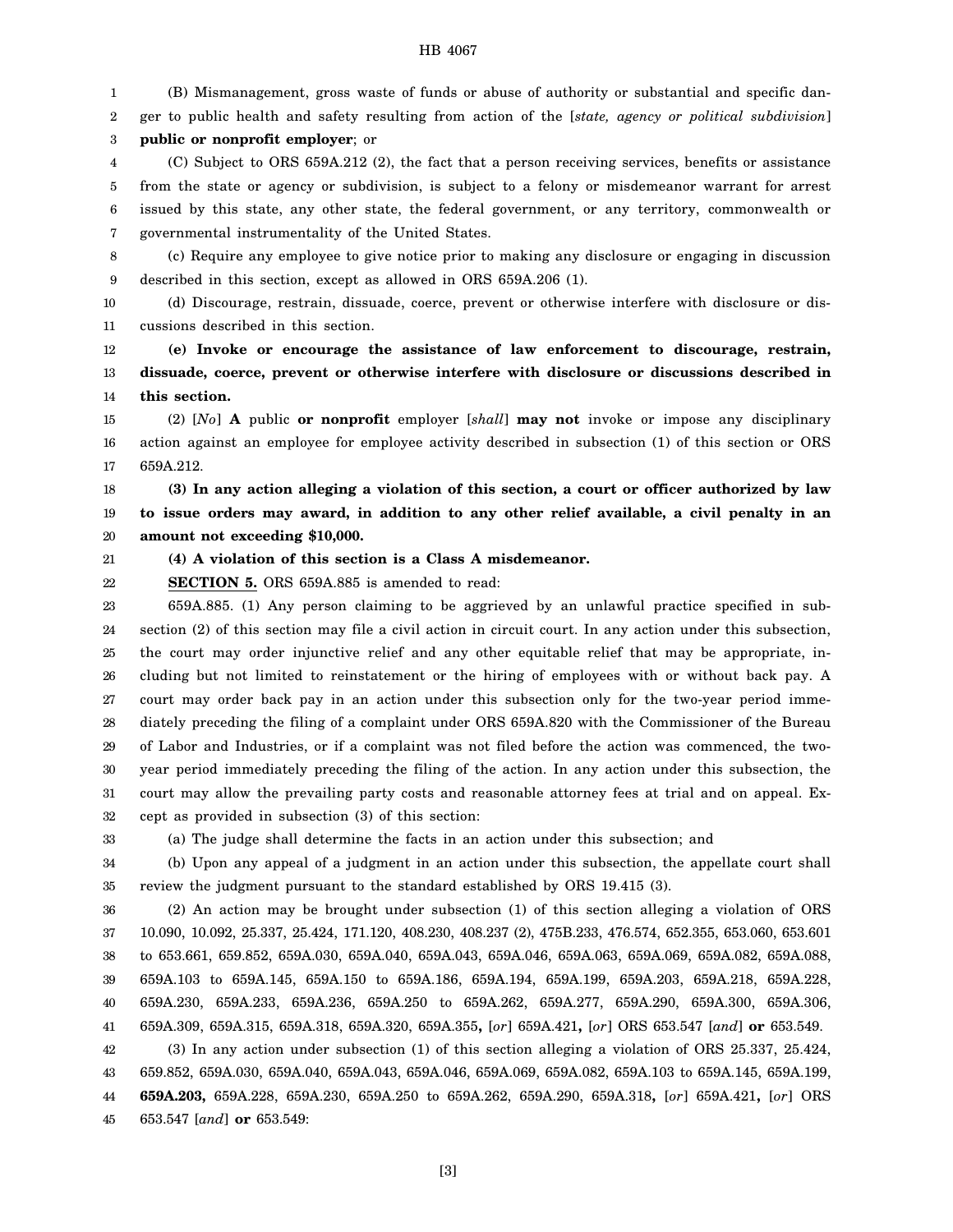(B) Mismanagement, gross waste of funds or abuse of authority or substantial and specific danger to public health and safety resulting from action of the [*state, agency or political subdivision*] **public or nonprofit employer**; or

(C) Subject to ORS 659A.212 (2), the fact that a person receiving services, benefits or assistance from the state or agency or subdivision, is subject to a felony or misdemeanor warrant for arrest issued by this state, any other state, the federal government, or any territory, commonwealth or governmental instrumentality of the United States.

(c) Require any employee to give notice prior to making any disclosure or engaging in discussion described in this section, except as allowed in ORS 659A.206 (1).

(d) Discourage, restrain, dissuade, coerce, prevent or otherwise interfere with disclosure or discussions described in this section.

**(e) Invoke or encourage the assistance of law enforcement to discourage, restrain, dissuade, coerce, prevent or otherwise interfere with disclosure or discussions described in this section.**

(2) [*No*] **A** public **or nonprofit** employer [*shall*] **may not** invoke or impose any disciplinary action against an employee for employee activity described in subsection (1) of this section or ORS 659A.212.

**(3) In any action alleging a violation of this section, a court or officer authorized by law to issue orders may award, in addition to any other relief available, a civil penalty in an amount not exceeding $10,000.**

**(4) A violation of this section is a Class A misdemeanor.**

**SECTION 5.** ORS 659A.885 is amended to read:

659A.885. (1) Any person claiming to be aggrieved by an unlawful practice specified in subsection (2) of this section may file a civil action in circuit court. In any action under this subsection, the court may order injunctive relief and any other equitable relief that may be appropriate, including but not limited to reinstatement or the hiring of employees with or without back pay. A court may order back pay in an action under this subsection only for the two-year period immediately preceding the filing of a complaint under ORS 659A.820 with the Commissioner of the Bureau of Labor and Industries, or if a complaint was not filed before the action was commenced, the two-year period immediately preceding the filing of the action. In any action under this subsection, the court may allow the prevailing party costs and reasonable attorney fees at trial and on appeal. Except as provided in subsection (3) of this section:

(a) The judge shall determine the facts in an action under this subsection; and

(b) Upon any appeal of a judgment in an action under this subsection, the appellate court shall review the judgment pursuant to the standard established by ORS 19.415 (3).

(2) An action may be brought under subsection (1) of this section alleging a violation of ORS 10.090, 10.092, 25.337, 25.424, 171.120, 408.230, 408.237 (2), 475B.233, 476.574, 652.355, 653.060, 653.601 to 653.661, 659.852, 659A.030, 659A.040, 659A.043, 659A.046, 659A.063, 659A.069, 659A.082, 659A.088, 659A.103 to 659A.145, 659A.150 to 659A.186, 659A.194, 659A.199, 659A.203, 659A.218, 659A.228, 659A.230, 659A.233, 659A.236, 659A.250 to 659A.262, 659A.277, 659A.290, 659A.300, 659A.306, 659A.309, 659A.315, 659A.318, 659A.320, 659A.355, [*or*] 659A.421**,** [*or*] ORS 653.547 [*and*] **or** 653.549.

(3) In any action under subsection (1) of this section alleging a violation of ORS 25.337, 25.424, 659.852, 659A.030, 659A.040, 659A.043, 659A.046, 659A.069, 659A.082, 659A.103 to 659A.145, 659A.199, **659A.203,** 659A.228, 659A.230, 659A.250 to 659A.262, 659A.290, 659A.318**,** [*or*] 659A.421**,** [*or*] ORS 653.547 [*and*] **or** 653.549: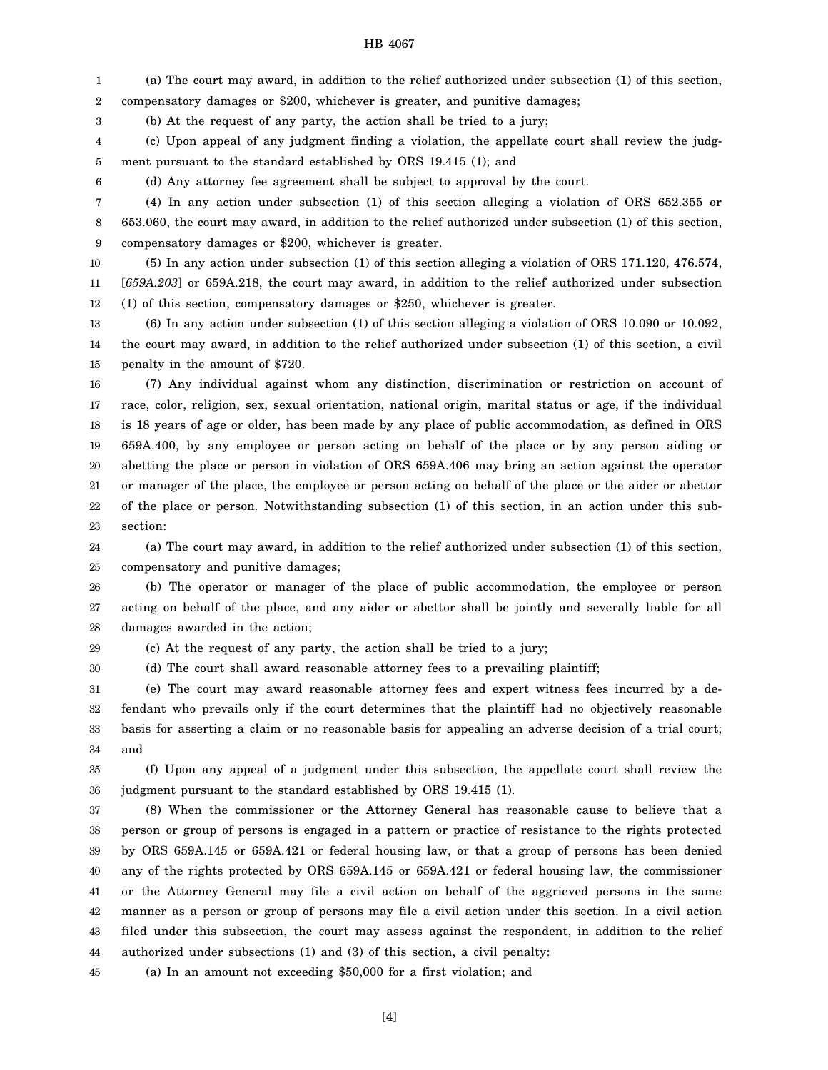(a) The court may award, in addition to the relief authorized under subsection (1) of this section, compensatory damages or $200, whichever is greater, and punitive damages;

(b) At the request of any party, the action shall be tried to a jury;

(c) Upon appeal of any judgment finding a violation, the appellate court shall review the judgment pursuant to the standard established by ORS 19.415 (1); and

(d) Any attorney fee agreement shall be subject to approval by the court.

(4) In any action under subsection (1) of this section alleging a violation of ORS 652.355 or 653.060, the court may award, in addition to the relief authorized under subsection (1) of this section, compensatory damages or $200, whichever is greater.

(5) In any action under subsection (1) of this section alleging a violation of ORS 171.120, 476.574, [*659A.203*] or 659A.218, the court may award, in addition to the relief authorized under subsection (1) of this section, compensatory damages or $250, whichever is greater.

(6) In any action under subsection (1) of this section alleging a violation of ORS 10.090 or 10.092, the court may award, in addition to the relief authorized under subsection (1) of this section, a civil penalty in the amount of $720.

(7) Any individual against whom any distinction, discrimination or restriction on account of race, color, religion, sex, sexual orientation, national origin, marital status or age, if the individual is 18 years of age or older, has been made by any place of public accommodation, as defined in ORS 659A.400, by any employee or person acting on behalf of the place or by any person aiding or abetting the place or person in violation of ORS 659A.406 may bring an action against the operator or manager of the place, the employee or person acting on behalf of the place or the aider or abettor of the place or person. Notwithstanding subsection (1) of this section, in an action under this subsection:

(a) The court may award, in addition to the relief authorized under subsection (1) of this section, compensatory and punitive damages;

(b) The operator or manager of the place of public accommodation, the employee or person acting on behalf of the place, and any aider or abettor shall be jointly and severally liable for all damages awarded in the action;

(c) At the request of any party, the action shall be tried to a jury;

(d) The court shall award reasonable attorney fees to a prevailing plaintiff;

(e) The court may award reasonable attorney fees and expert witness fees incurred by a defendant who prevails only if the court determines that the plaintiff had no objectively reasonable basis for asserting a claim or no reasonable basis for appealing an adverse decision of a trial court; and

(f) Upon any appeal of a judgment under this subsection, the appellate court shall review the judgment pursuant to the standard established by ORS 19.415 (1).

(8) When the commissioner or the Attorney General has reasonable cause to believe that a person or group of persons is engaged in a pattern or practice of resistance to the rights protected by ORS 659A.145 or 659A.421 or federal housing law, or that a group of persons has been denied any of the rights protected by ORS 659A.145 or 659A.421 or federal housing law, the commissioner or the Attorney General may file a civil action on behalf of the aggrieved persons in the same manner as a person or group of persons may file a civil action under this section. In a civil action filed under this subsection, the court may assess against the respondent, in addition to the relief authorized under subsections (1) and (3) of this section, a civil penalty:

(a) In an amount not exceeding $50,000 for a first violation; and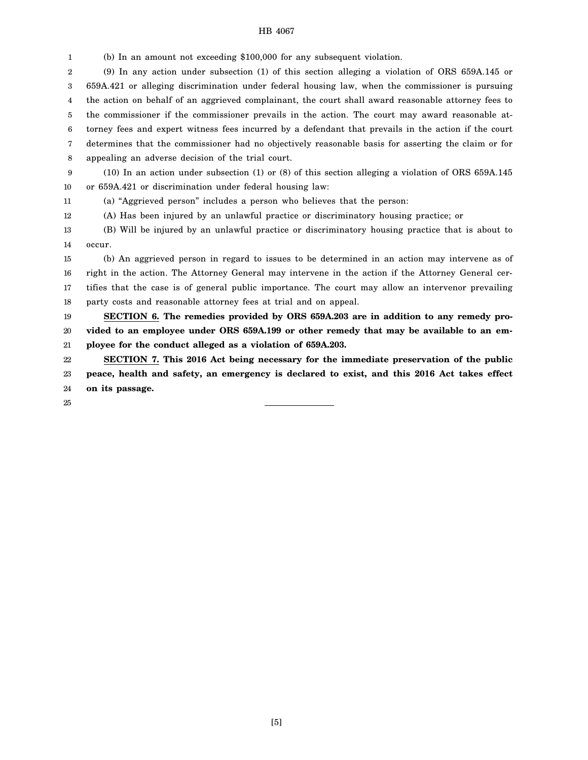(b) In an amount not exceeding $100,000 for any subsequent violation.

(9) In any action under subsection (1) of this section alleging a violation of ORS 659A.145 or 659A.421 or alleging discrimination under federal housing law, when the commissioner is pursuing the action on behalf of an aggrieved complainant, the court shall award reasonable attorney fees to the commissioner if the commissioner prevails in the action. The court may award reasonable attorney fees and expert witness fees incurred by a defendant that prevails in the action if the court determines that the commissioner had no objectively reasonable basis for asserting the claim or for appealing an adverse decision of the trial court.

(10) In an action under subsection (1) or (8) of this section alleging a violation of ORS 659A.145 or 659A.421 or discrimination under federal housing law:

(a) "Aggrieved person" includes a person who believes that the person:

(A) Has been injured by an unlawful practice or discriminatory housing practice; or

(B) Will be injured by an unlawful practice or discriminatory housing practice that is about to occur.

(b) An aggrieved person in regard to issues to be determined in an action may intervene as of right in the action. The Attorney General may intervene in the action if the Attorney General certifies that the case is of general public importance. The court may allow an intervenor prevailing party costs and reasonable attorney fees at trial and on appeal.

**SECTION 6. The remedies provided by ORS 659A.203 are in addition to any remedy provided to an employee under ORS 659A.199 or other remedy that may be available to an employee for the conduct alleged as a violation of 659A.203.**

**SECTION 7. This 2016 Act being necessary for the immediate preservation of the public peace, health and safety, an emergency is declared to exist, and this 2016 Act takes effect on its passage.**